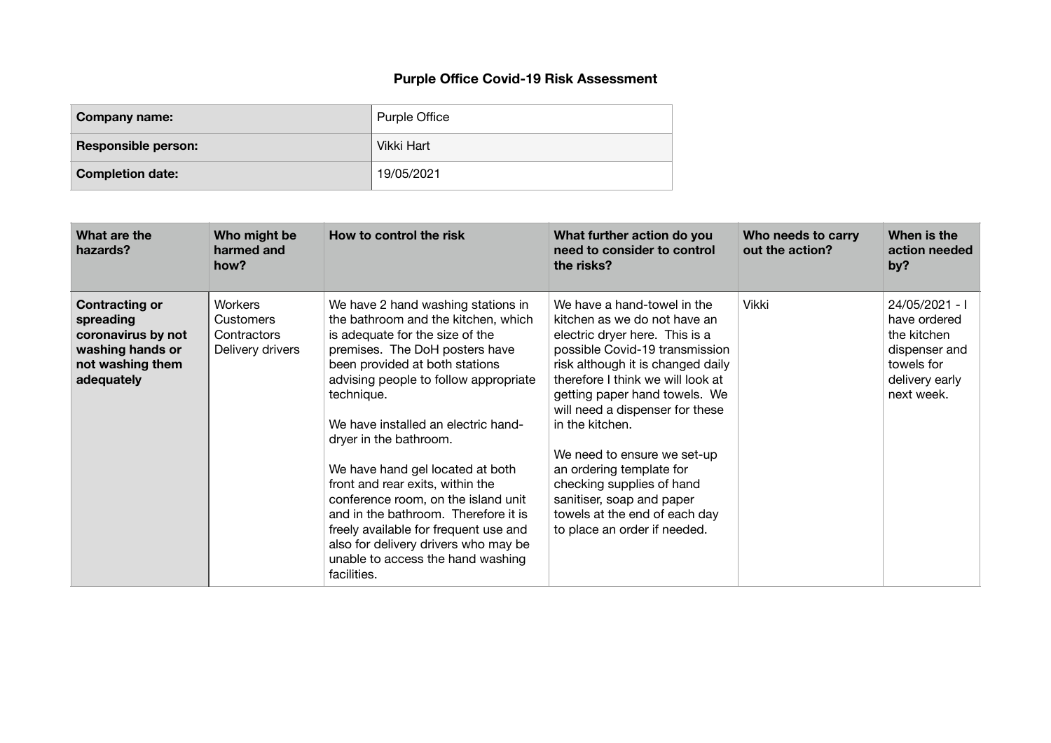# Purple Office Covid-19 Risk Assessment

| Company name: | Purple Office |
| --- | --- |
| Responsible person: | Vikki Hart |
| Completion date: | 19/05/2021 |

| What are the hazards? | Who might be harmed and how? | How to control the risk | What further action do you need to consider to control the risks? | Who needs to carry out the action? | When is the action needed by? |
| --- | --- | --- | --- | --- | --- |
| **Contracting or spreading coronavirus by not washing hands or not washing them adequately** | Workers<br>Customers<br>Contractors<br>Delivery drivers | We have 2 hand washing stations in the bathroom and the kitchen, which is adequate for the size of the premises. The DoH posters have been provided at both stations advising people to follow appropriate technique.<br><br>We have installed an electric hand-dryer in the bathroom.<br><br>We have hand gel located at both front and rear exits, within the conference room, on the island unit and in the bathroom. Therefore it is freely available for frequent use and also for delivery drivers who may be unable to access the hand washing facilities. | We have a hand-towel in the kitchen as we do not have an electric dryer here. This is a possible Covid-19 transmission risk although it is changed daily therefore I think we will look at getting paper hand towels. We will need a dispenser for these in the kitchen.<br><br>We need to ensure we set-up an ordering template for checking supplies of hand sanitiser, soap and paper towels at the end of each day to place an order if needed. | Vikki | 24/05/2021 - I have ordered the kitchen dispenser and towels for delivery early next week. |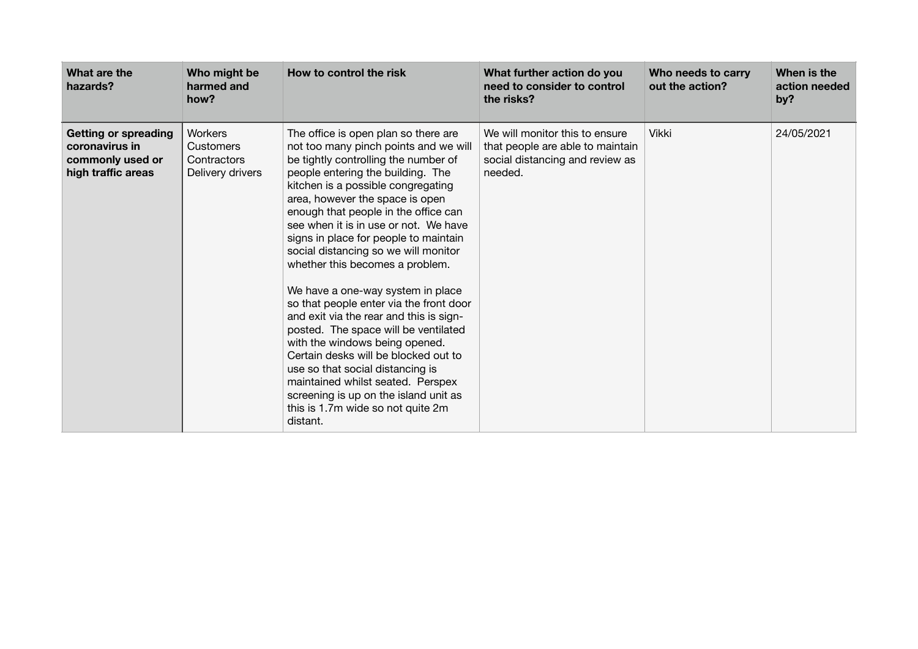| What are the hazards? | Who might be harmed and how? | How to control the risk | What further action do you need to consider to control the risks? | Who needs to carry out the action? | When is the action needed by? |
|---|---|---|---|---|---|
| **Getting or spreading coronavirus in commonly used or high traffic areas** | Workers<br>Customers<br>Contractors<br>Delivery drivers | The office is open plan so there are not too many pinch points and we will be tightly controlling the number of people entering the building. The kitchen is a possible congregating area, however the space is open enough that people in the office can see when it is in use or not. We have signs in place for people to maintain social distancing so we will monitor whether this becomes a problem.<br><br>We have a one-way system in place so that people enter via the front door and exit via the rear and this is sign-posted. The space will be ventilated with the windows being opened. Certain desks will be blocked out to use so that social distancing is maintained whilst seated. Perspex screening is up on the island unit as this is 1.7m wide so not quite 2m distant. | We will monitor this to ensure that people are able to maintain social distancing and review as needed. | Vikki | 24/05/2021 |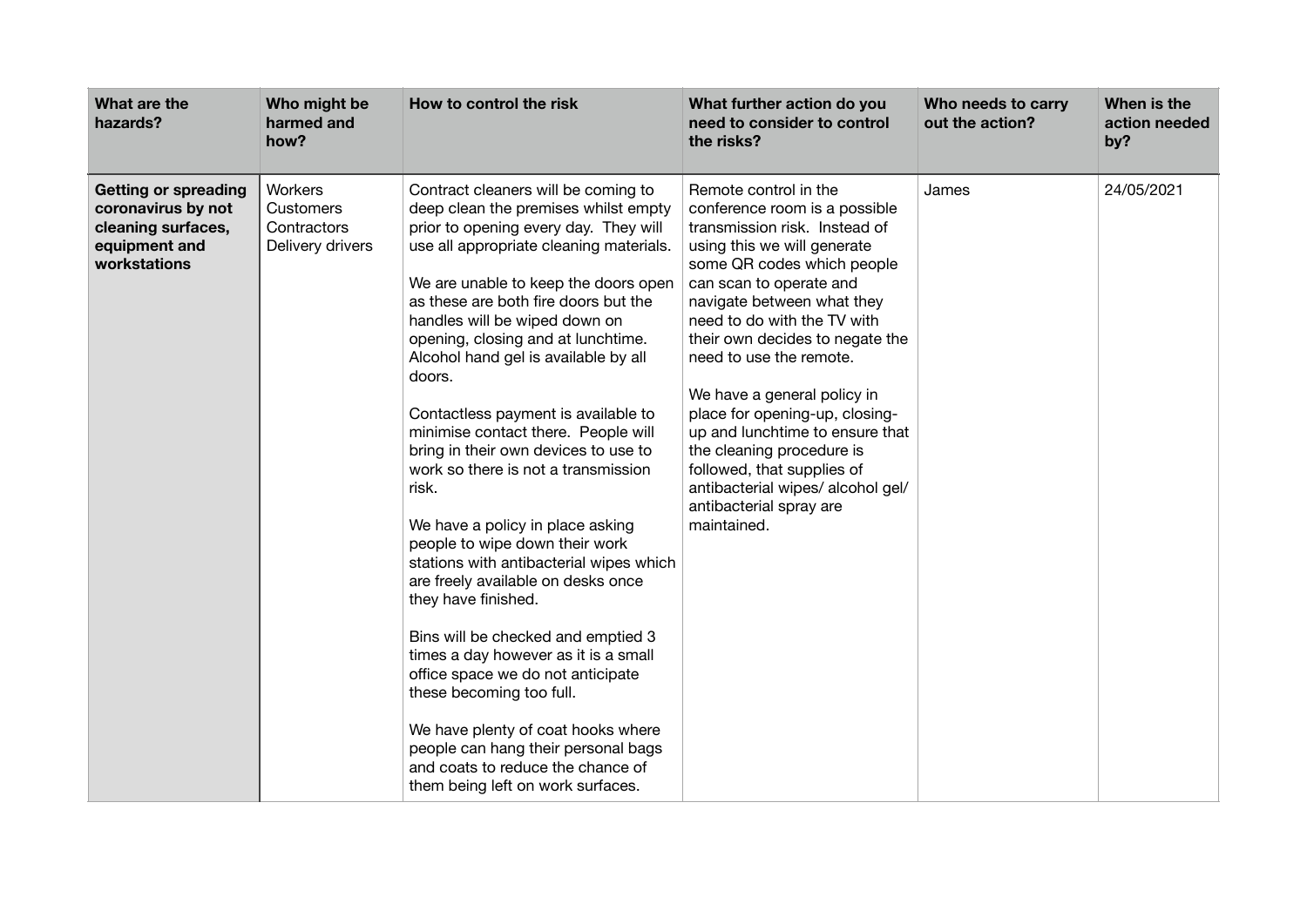| What are the hazards? | Who might be harmed and how? | How to control the risk | What further action do you need to consider to control the risks? | Who needs to carry out the action? | When is the action needed by? |
|---|---|---|---|---|---|
| **Getting or spreading coronavirus by not cleaning surfaces, equipment and workstations** | Workers<br>Customers<br>Contractors<br>Delivery drivers | Contract cleaners will be coming to deep clean the premises whilst empty prior to opening every day. They will use all appropriate cleaning materials.<br><br>We are unable to keep the doors open as these are both fire doors but the handles will be wiped down on opening, closing and at lunchtime. Alcohol hand gel is available by all doors.<br><br>Contactless payment is available to minimise contact there. People will bring in their own devices to use to work so there is not a transmission risk.<br><br>We have a policy in place asking people to wipe down their work stations with antibacterial wipes which are freely available on desks once they have finished.<br><br>Bins will be checked and emptied 3 times a day however as it is a small office space we do not anticipate these becoming too full.<br><br>We have plenty of coat hooks where people can hang their personal bags and coats to reduce the chance of them being left on work surfaces. | Remote control in the conference room is a possible transmission risk. Instead of using this we will generate some QR codes which people can scan to operate and navigate between what they need to do with the TV with their own decides to negate the need to use the remote.<br><br>We have a general policy in place for opening-up, closing-up and lunchtime to ensure that the cleaning procedure is followed, that supplies of antibacterial wipes/ alcohol gel/ antibacterial spray are maintained. | James | 24/05/2021 |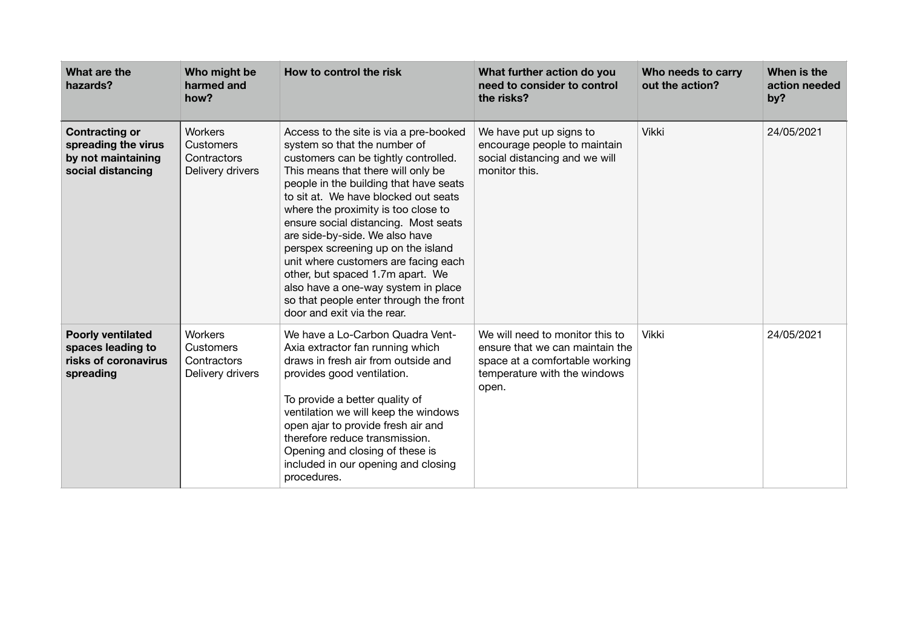| What are the hazards? | Who might be harmed and how? | How to control the risk | What further action do you need to consider to control the risks? | Who needs to carry out the action? | When is the action needed by? |
|---|---|---|---|---|---|
| **Contracting or spreading the virus by not maintaining social distancing** | Workers<br>Customers<br>Contractors<br>Delivery drivers | Access to the site is via a pre-booked system so that the number of customers can be tightly controlled. This means that there will only be people in the building that have seats to sit at. We have blocked out seats where the proximity is too close to ensure social distancing. Most seats are side-by-side. We also have perspex screening up on the island unit where customers are facing each other, but spaced 1.7m apart. We also have a one-way system in place so that people enter through the front door and exit via the rear. | We have put up signs to encourage people to maintain social distancing and we will monitor this. | Vikki | 24/05/2021 |
| **Poorly ventilated spaces leading to risks of coronavirus spreading** | Workers<br>Customers<br>Contractors<br>Delivery drivers | We have a Lo-Carbon Quadra Vent-Axia extractor fan running which draws in fresh air from outside and provides good ventilation.<br><br>To provide a better quality of ventilation we will keep the windows open ajar to provide fresh air and therefore reduce transmission. Opening and closing of these is included in our opening and closing procedures. | We will need to monitor this to ensure that we can maintain the space at a comfortable working temperature with the windows open. | Vikki | 24/05/2021 |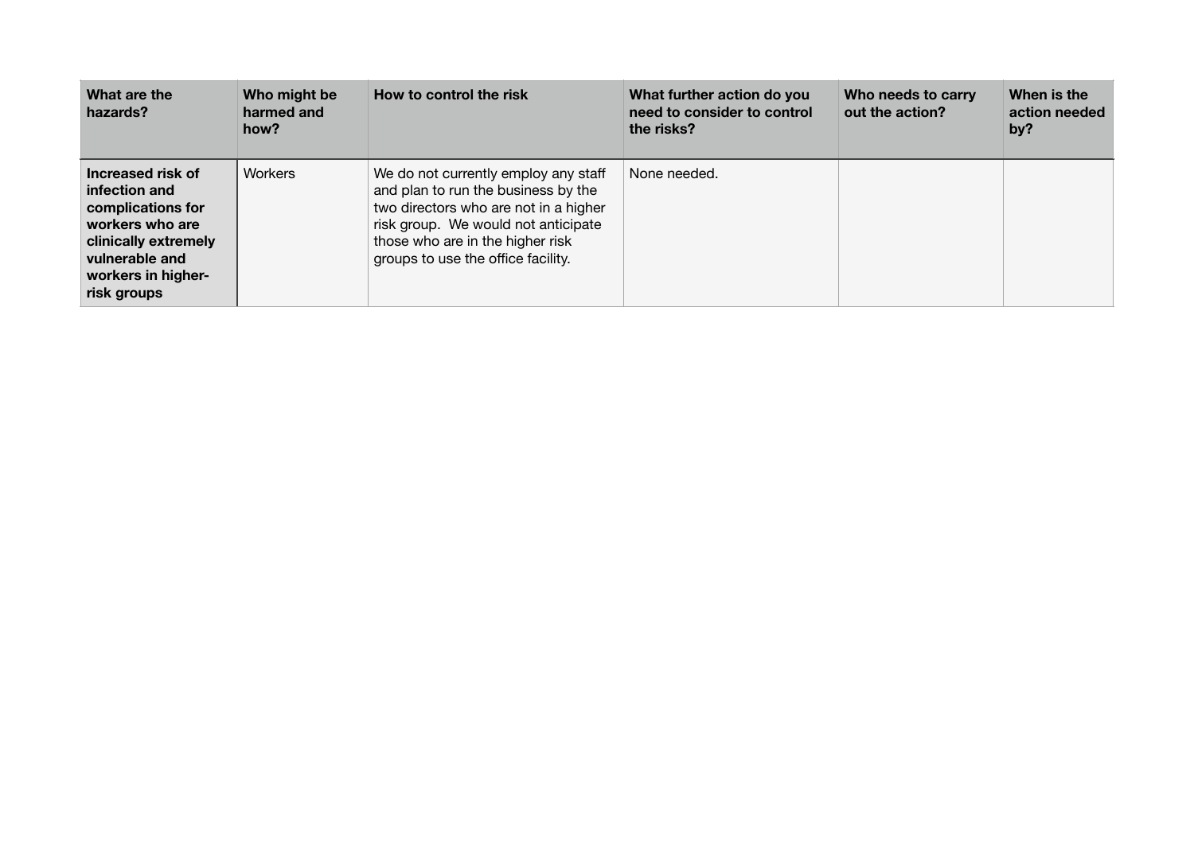| What are the hazards? | Who might be harmed and how? | How to control the risk | What further action do you need to consider to control the risks? | Who needs to carry out the action? | When is the action needed by? |
|---|---|---|---|---|---|
| **Increased risk of infection and complications for workers who are clinically extremely vulnerable and workers in higher-risk groups** | Workers | We do not currently employ any staff and plan to run the business by the two directors who are not in a higher risk group.  We would not anticipate those who are in the higher risk groups to use the office facility. | None needed. | | |